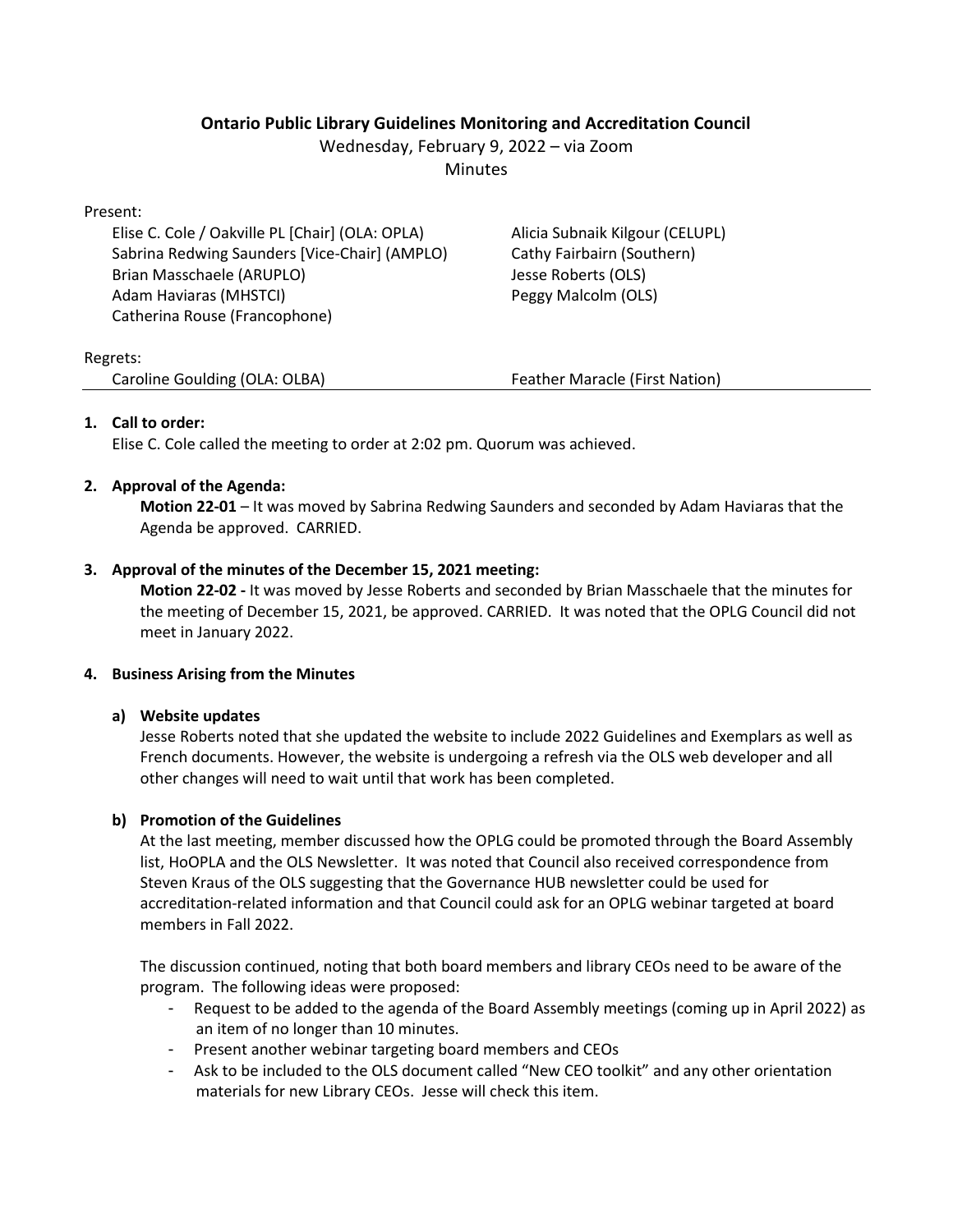**Ontario Public Library Guidelines Monitoring and Accreditation Council**

Wednesday, February 9, 2022 – via Zoom

Minutes

Present:

Elise C. Cole / Oakville PL [Chair] (OLA: OPLA)
Sabrina Redwing Saunders [Vice-Chair] (AMPLO)
Brian Masschaele (ARUPLO)
Adam Haviaras (MHSTCI)
Catherina Rouse (Francophone)
Alicia Subnaik Kilgour (CELUPL)
Cathy Fairbairn (Southern)
Jesse Roberts (OLS)
Peggy Malcolm (OLS)

Regrets:

Caroline Goulding (OLA: OLBA)
Feather Maracle (First Nation)

1. **Call to order:**
   Elise C. Cole called the meeting to order at 2:02 pm. Quorum was achieved.

2. **Approval of the Agenda:**
   **Motion 22-01** – It was moved by Sabrina Redwing Saunders and seconded by Adam Haviaras that the Agenda be approved. CARRIED.

3. **Approval of the minutes of the December 15, 2021 meeting:**
   **Motion 22-02 -** It was moved by Jesse Roberts and seconded by Brian Masschaele that the minutes for the meeting of December 15, 2021, be approved. CARRIED. It was noted that the OPLG Council did not meet in January 2022.

4. **Business Arising from the Minutes**

   a) **Website updates**
   Jesse Roberts noted that she updated the website to include 2022 Guidelines and Exemplars as well as French documents. However, the website is undergoing a refresh via the OLS web developer and all other changes will need to wait until that work has been completed.

   b) **Promotion of the Guidelines**
   At the last meeting, member discussed how the OPLG could be promoted through the Board Assembly list, HoOPLA and the OLS Newsletter. It was noted that Council also received correspondence from Steven Kraus of the OLS suggesting that the Governance HUB newsletter could be used for accreditation-related information and that Council could ask for an OPLG webinar targeted at board members in Fall 2022.

   The discussion continued, noting that both board members and library CEOs need to be aware of the program. The following ideas were proposed:

   - Request to be added to the agenda of the Board Assembly meetings (coming up in April 2022) as an item of no longer than 10 minutes.
   - Present another webinar targeting board members and CEOs
   - Ask to be included to the OLS document called "New CEO toolkit" and any other orientation materials for new Library CEOs. Jesse will check this item.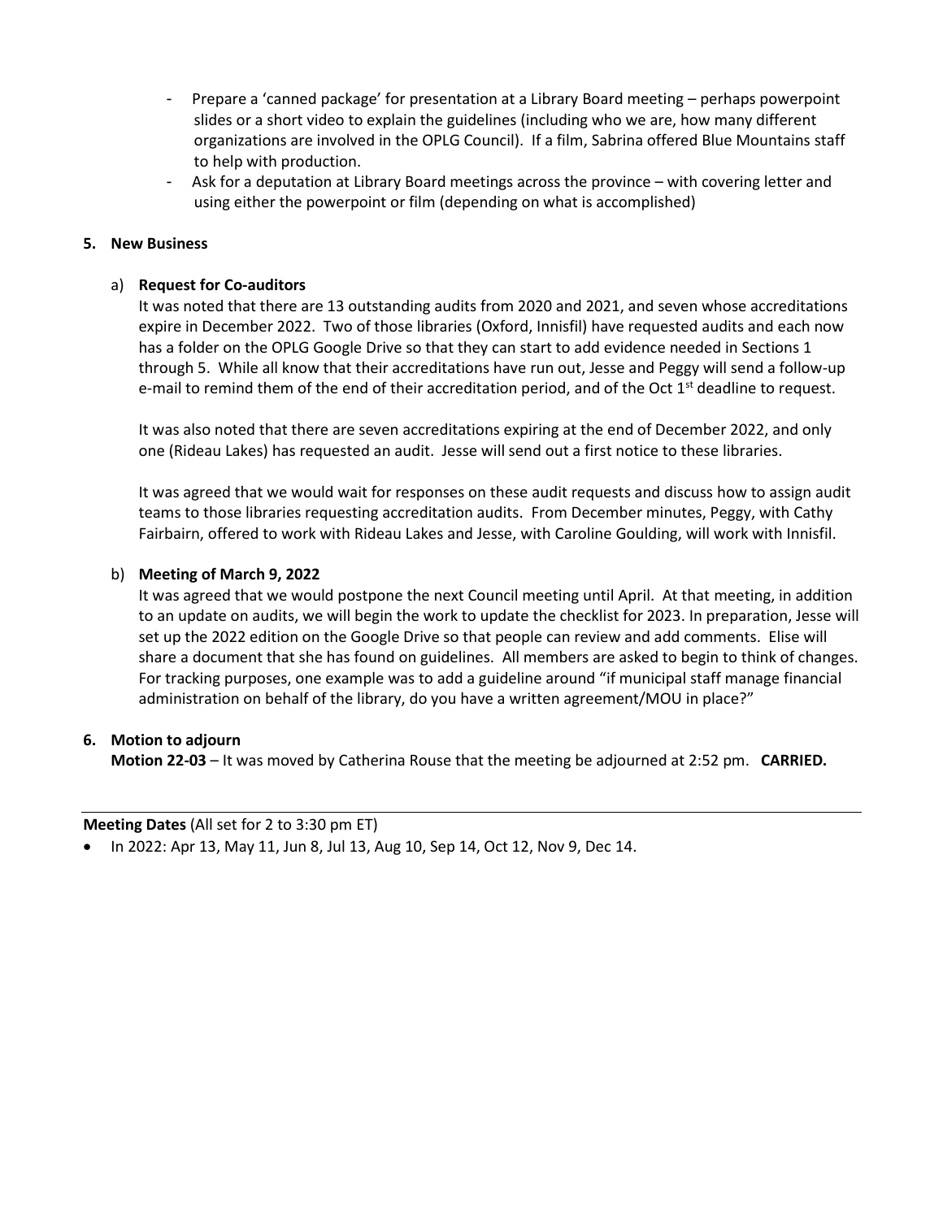- Prepare a 'canned package' for presentation at a Library Board meeting – perhaps powerpoint slides or a short video to explain the guidelines (including who we are, how many different organizations are involved in the OPLG Council). If a film, Sabrina offered Blue Mountains staff to help with production.
- Ask for a deputation at Library Board meetings across the province – with covering letter and using either the powerpoint or film (depending on what is accomplished)

**5. New Business**

a) **Request for Co-auditors**

It was noted that there are 13 outstanding audits from 2020 and 2021, and seven whose accreditations expire in December 2022. Two of those libraries (Oxford, Innisfil) have requested audits and each now has a folder on the OPLG Google Drive so that they can start to add evidence needed in Sections 1 through 5. While all know that their accreditations have run out, Jesse and Peggy will send a follow-up e-mail to remind them of the end of their accreditation period, and of the Oct 1st deadline to request.

It was also noted that there are seven accreditations expiring at the end of December 2022, and only one (Rideau Lakes) has requested an audit. Jesse will send out a first notice to these libraries.

It was agreed that we would wait for responses on these audit requests and discuss how to assign audit teams to those libraries requesting accreditation audits. From December minutes, Peggy, with Cathy Fairbairn, offered to work with Rideau Lakes and Jesse, with Caroline Goulding, will work with Innisfil.

b) **Meeting of March 9, 2022**

It was agreed that we would postpone the next Council meeting until April. At that meeting, in addition to an update on audits, we will begin the work to update the checklist for 2023. In preparation, Jesse will set up the 2022 edition on the Google Drive so that people can review and add comments. Elise will share a document that she has found on guidelines. All members are asked to begin to think of changes. For tracking purposes, one example was to add a guideline around "if municipal staff manage financial administration on behalf of the library, do you have a written agreement/MOU in place?"

**6. Motion to adjourn**

**Motion 22-03** – It was moved by Catherina Rouse that the meeting be adjourned at 2:52 pm. **CARRIED.**

---

**Meeting Dates** (All set for 2 to 3:30 pm ET)

- In 2022: Apr 13, May 11, Jun 8, Jul 13, Aug 10, Sep 14, Oct 12, Nov 9, Dec 14.